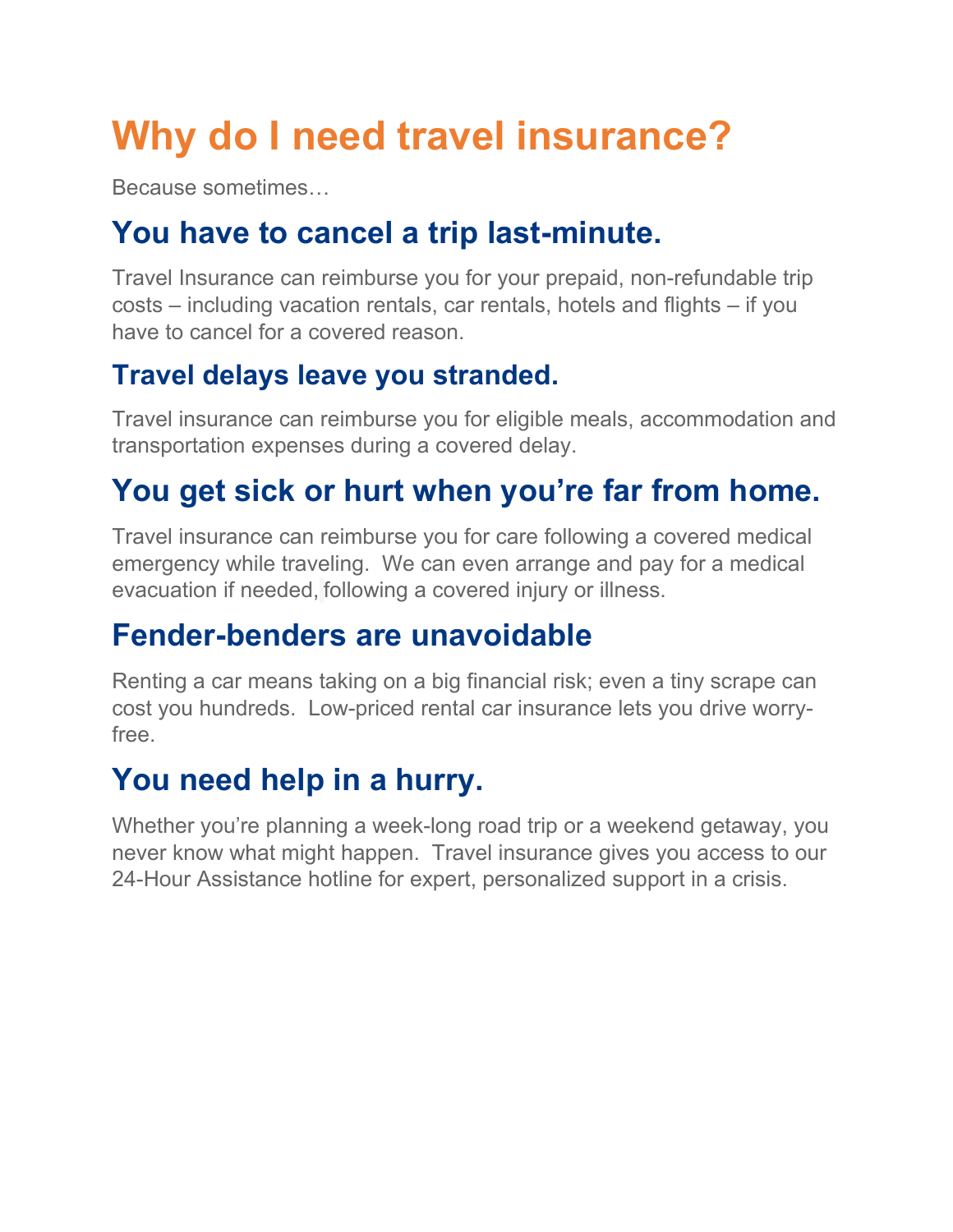# Why do I need travel insurance?

Because sometimes…

## You have to cancel a trip last-minute.

Travel Insurance can reimburse you for your prepaid, non-refundable trip costs – including vacation rentals, car rentals, hotels and flights – if you have to cancel for a covered reason.

### Travel delays leave you stranded.

Travel insurance can reimburse you for eligible meals, accommodation and transportation expenses during a covered delay.

## You get sick or hurt when you're far from home.

Travel insurance can reimburse you for care following a covered medical emergency while traveling. We can even arrange and pay for a medical evacuation if needed, following a covered injury or illness.

## Fender-benders are unavoidable

Renting a car means taking on a big financial risk; even a tiny scrape can cost you hundreds. Low-priced rental car insurance lets you drive worry-free.

## You need help in a hurry.

Whether you're planning a week-long road trip or a weekend getaway, you never know what might happen. Travel insurance gives you access to our 24-Hour Assistance hotline for expert, personalized support in a crisis.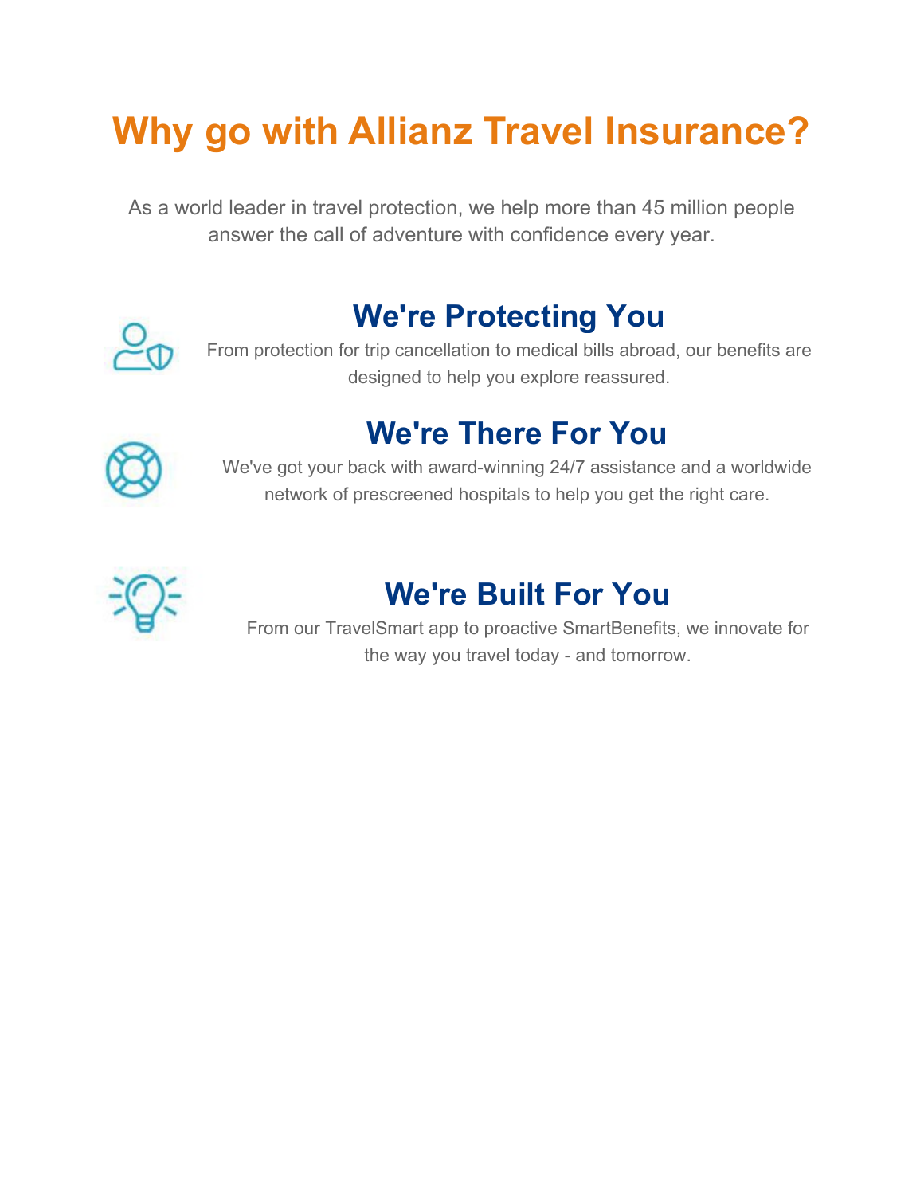# Why go with Allianz Travel Insurance?

As a world leader in travel protection, we help more than 45 million people answer the call of adventure with confidence every year.

## We're Protecting You

From protection for trip cancellation to medical bills abroad, our benefits are designed to help you explore reassured.

## We're There For You

We've got your back with award-winning 24/7 assistance and a worldwide network of prescreened hospitals to help you get the right care.

## We're Built For You

From our TravelSmart app to proactive SmartBenefits, we innovate for the way you travel today - and tomorrow.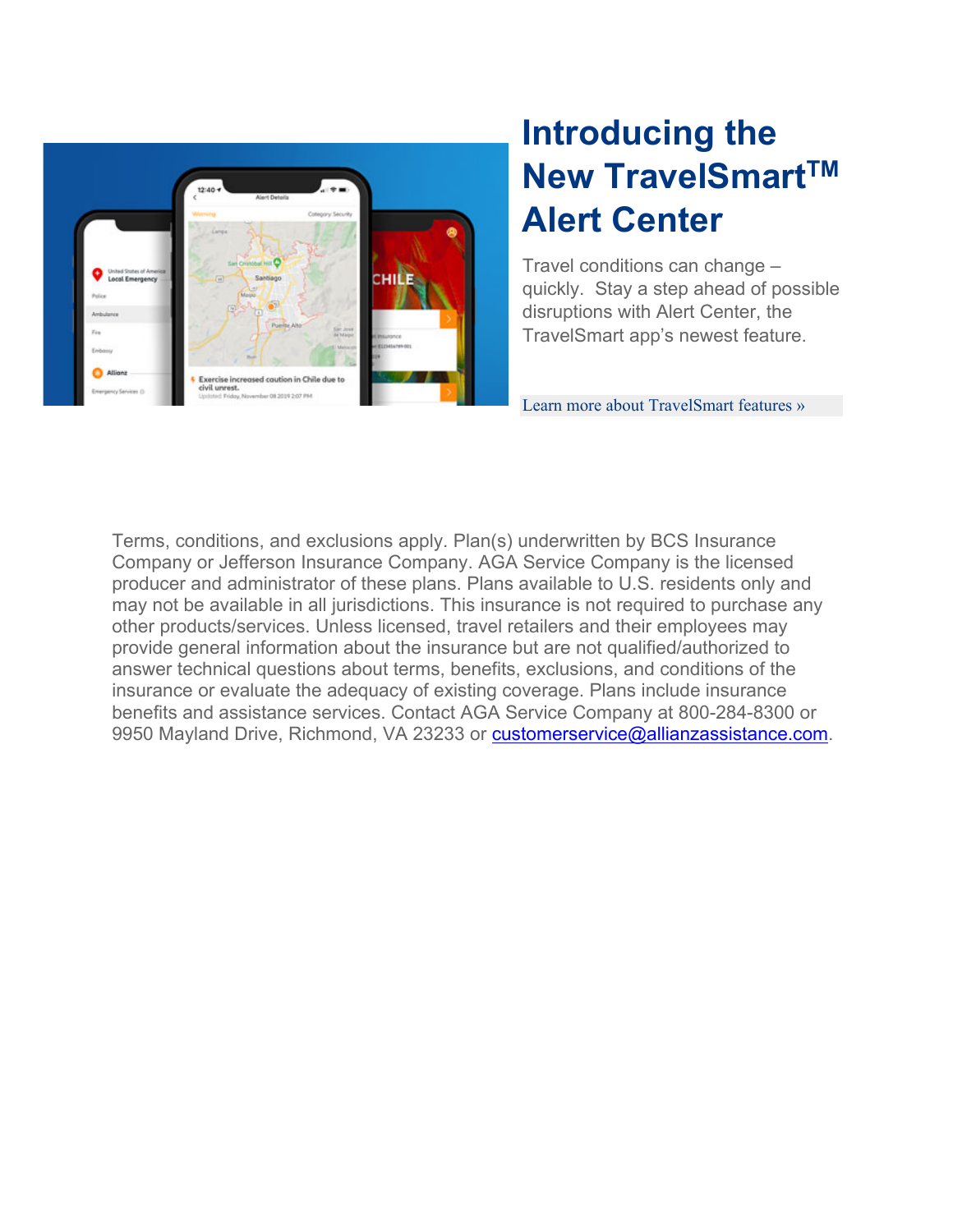# Introducing the New TravelSmart™ Alert Center

Travel conditions can change – quickly. Stay a step ahead of possible disruptions with Alert Center, the TravelSmart app's newest feature.

Learn more about TravelSmart features »

Terms, conditions, and exclusions apply. Plan(s) underwritten by BCS Insurance Company or Jefferson Insurance Company. AGA Service Company is the licensed producer and administrator of these plans. Plans available to U.S. residents only and may not be available in all jurisdictions. This insurance is not required to purchase any other products/services. Unless licensed, travel retailers and their employees may provide general information about the insurance but are not qualified/authorized to answer technical questions about terms, benefits, exclusions, and conditions of the insurance or evaluate the adequacy of existing coverage. Plans include insurance benefits and assistance services. Contact AGA Service Company at 800-284-8300 or 9950 Mayland Drive, Richmond, VA 23233 or customerservice@allianzassistance.com.